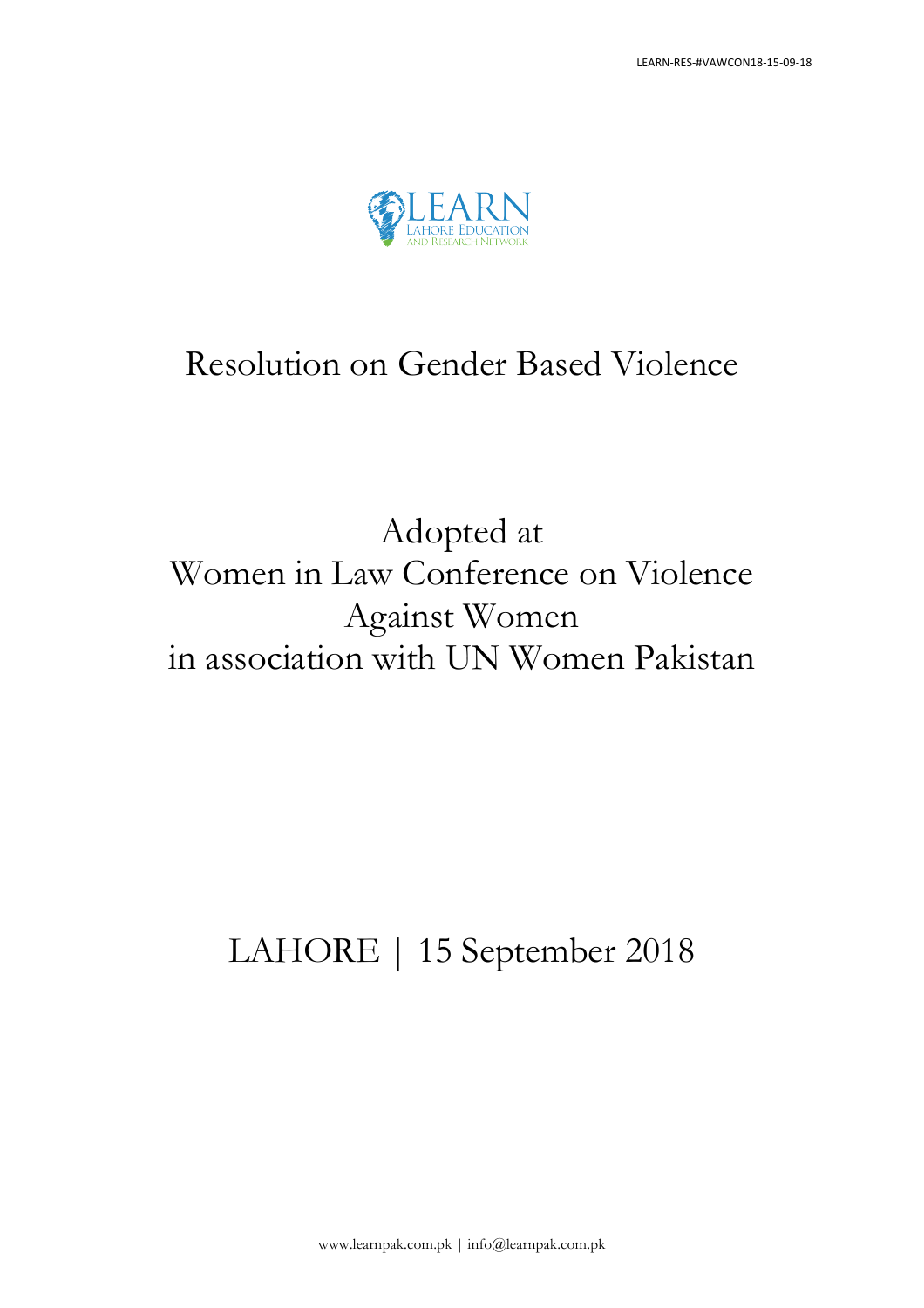LEARN-RES-#VAWCON18-15-09-18

LEARN
LAHORE EDUCATION
AND RESEARCH NETWORK

# Resolution on Gender Based Violence

## Adopted at
## Women in Law Conference on Violence Against Women
## in association with UN Women Pakistan

## LAHORE | 15 September 2018

www.learnpak.com.pk | info@learnpak.com.pk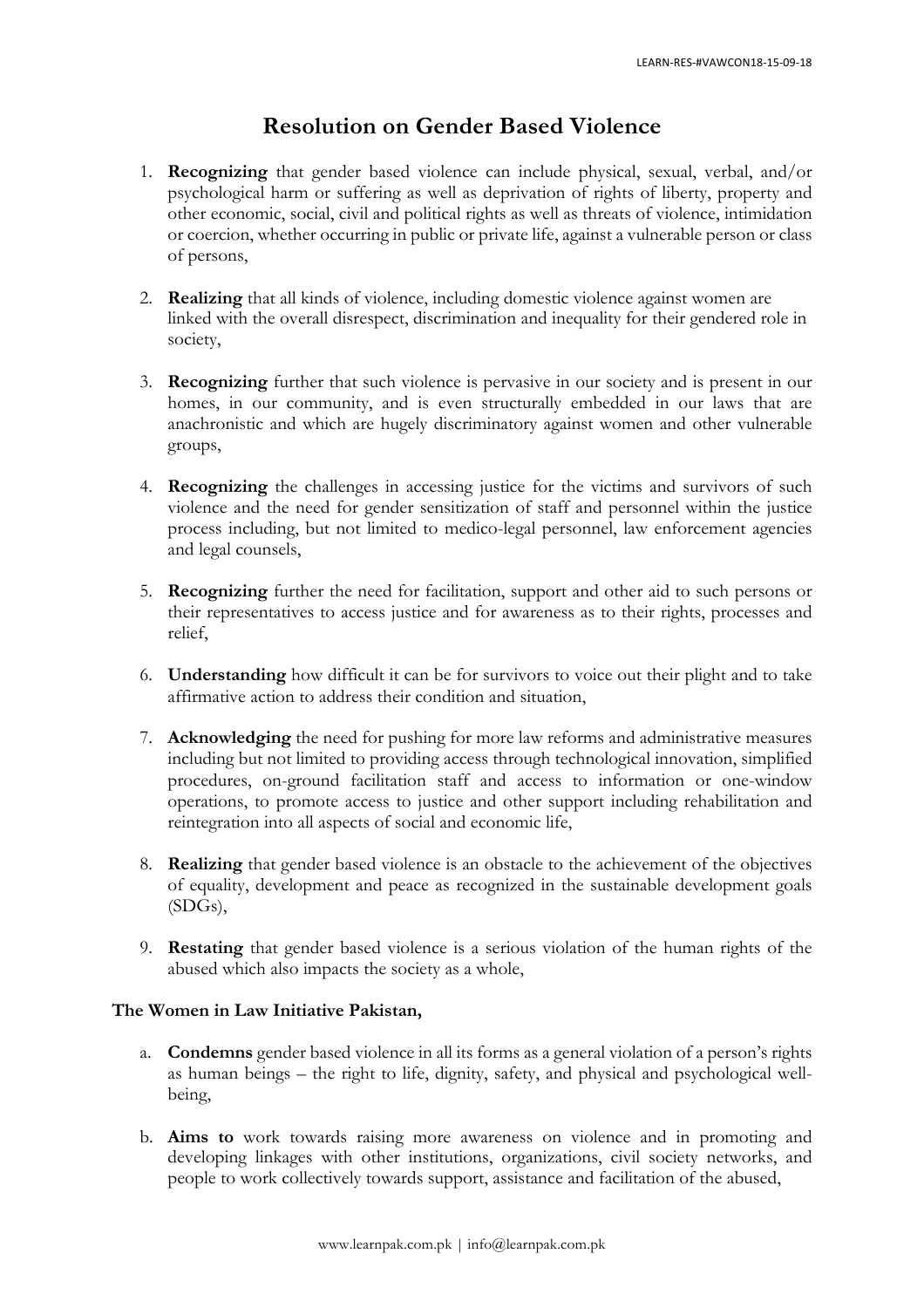# Resolution on Gender Based Violence

1. **Recognizing** that gender based violence can include physical, sexual, verbal, and/or psychological harm or suffering as well as deprivation of rights of liberty, property and other economic, social, civil and political rights as well as threats of violence, intimidation or coercion, whether occurring in public or private life, against a vulnerable person or class of persons,

2. **Realizing** that all kinds of violence, including domestic violence against women are linked with the overall disrespect, discrimination and inequality for their gendered role in society,

3. **Recognizing** further that such violence is pervasive in our society and is present in our homes, in our community, and is even structurally embedded in our laws that are anachronistic and which are hugely discriminatory against women and other vulnerable groups,

4. **Recognizing** the challenges in accessing justice for the victims and survivors of such violence and the need for gender sensitization of staff and personnel within the justice process including, but not limited to medico-legal personnel, law enforcement agencies and legal counsels,

5. **Recognizing** further the need for facilitation, support and other aid to such persons or their representatives to access justice and for awareness as to their rights, processes and relief,

6. **Understanding** how difficult it can be for survivors to voice out their plight and to take affirmative action to address their condition and situation,

7. **Acknowledging** the need for pushing for more law reforms and administrative measures including but not limited to providing access through technological innovation, simplified procedures, on-ground facilitation staff and access to information or one-window operations, to promote access to justice and other support including rehabilitation and reintegration into all aspects of social and economic life,

8. **Realizing** that gender based violence is an obstacle to the achievement of the objectives of equality, development and peace as recognized in the sustainable development goals (SDGs),

9. **Restating** that gender based violence is a serious violation of the human rights of the abused which also impacts the society as a whole,

**The Women in Law Initiative Pakistan,**

a. **Condemns** gender based violence in all its forms as a general violation of a person's rights as human beings – the right to life, dignity, safety, and physical and psychological well-being,

b. **Aims to** work towards raising more awareness on violence and in promoting and developing linkages with other institutions, organizations, civil society networks, and people to work collectively towards support, assistance and facilitation of the abused,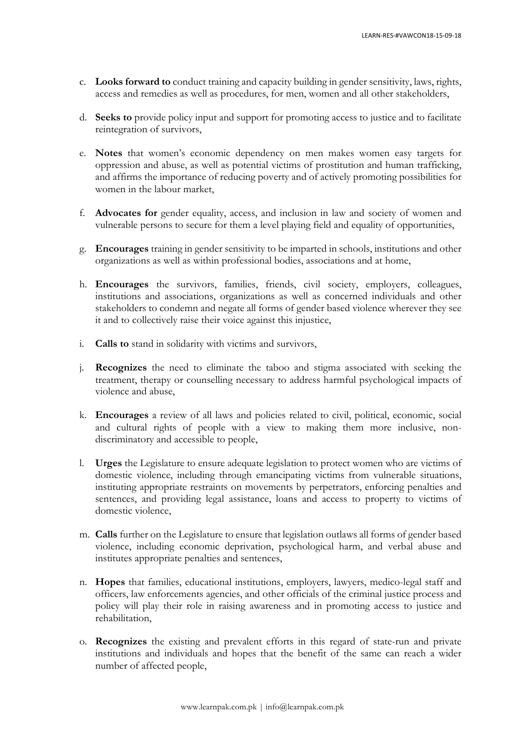c. **Looks forward to** conduct training and capacity building in gender sensitivity, laws, rights, access and remedies as well as procedures, for men, women and all other stakeholders,

d. **Seeks to** provide policy input and support for promoting access to justice and to facilitate reintegration of survivors,

e. **Notes** that women's economic dependency on men makes women easy targets for oppression and abuse, as well as potential victims of prostitution and human trafficking, and affirms the importance of reducing poverty and of actively promoting possibilities for women in the labour market,

f. **Advocates for** gender equality, access, and inclusion in law and society of women and vulnerable persons to secure for them a level playing field and equality of opportunities,

g. **Encourages** training in gender sensitivity to be imparted in schools, institutions and other organizations as well as within professional bodies, associations and at home,

h. **Encourages** the survivors, families, friends, civil society, employers, colleagues, institutions and associations, organizations as well as concerned individuals and other stakeholders to condemn and negate all forms of gender based violence wherever they see it and to collectively raise their voice against this injustice,

i. **Calls to** stand in solidarity with victims and survivors,

j. **Recognizes** the need to eliminate the taboo and stigma associated with seeking the treatment, therapy or counselling necessary to address harmful psychological impacts of violence and abuse,

k. **Encourages** a review of all laws and policies related to civil, political, economic, social and cultural rights of people with a view to making them more inclusive, non-discriminatory and accessible to people,

l. **Urges** the Legislature to ensure adequate legislation to protect women who are victims of domestic violence, including through emancipating victims from vulnerable situations, instituting appropriate restraints on movements by perpetrators, enforcing penalties and sentences, and providing legal assistance, loans and access to property to victims of domestic violence,

m. **Calls** further on the Legislature to ensure that legislation outlaws all forms of gender based violence, including economic deprivation, psychological harm, and verbal abuse and institutes appropriate penalties and sentences,

n. **Hopes** that families, educational institutions, employers, lawyers, medico-legal staff and officers, law enforcements agencies, and other officials of the criminal justice process and policy will play their role in raising awareness and in promoting access to justice and rehabilitation,

o. **Recognizes** the existing and prevalent efforts in this regard of state-run and private institutions and individuals and hopes that the benefit of the same can reach a wider number of affected people,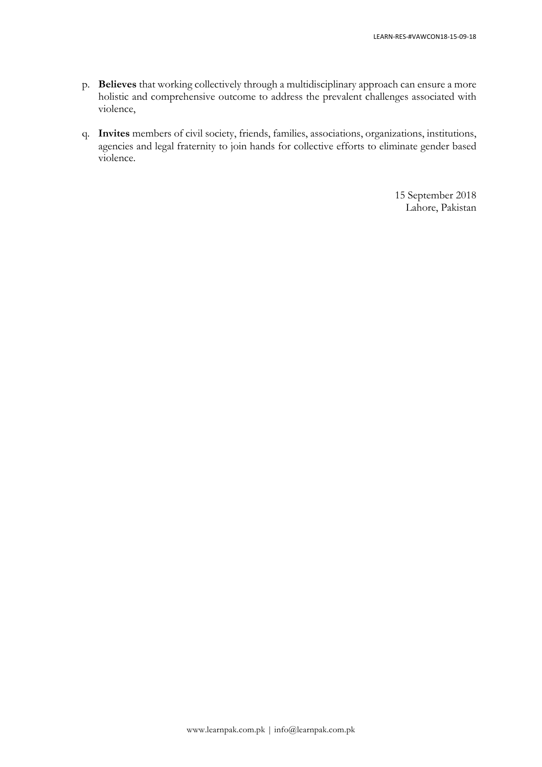p. **Believes** that working collectively through a multidisciplinary approach can ensure a more holistic and comprehensive outcome to address the prevalent challenges associated with violence,

q. **Invites** members of civil society, friends, families, associations, organizations, institutions, agencies and legal fraternity to join hands for collective efforts to eliminate gender based violence.

15 September 2018
Lahore, Pakistan